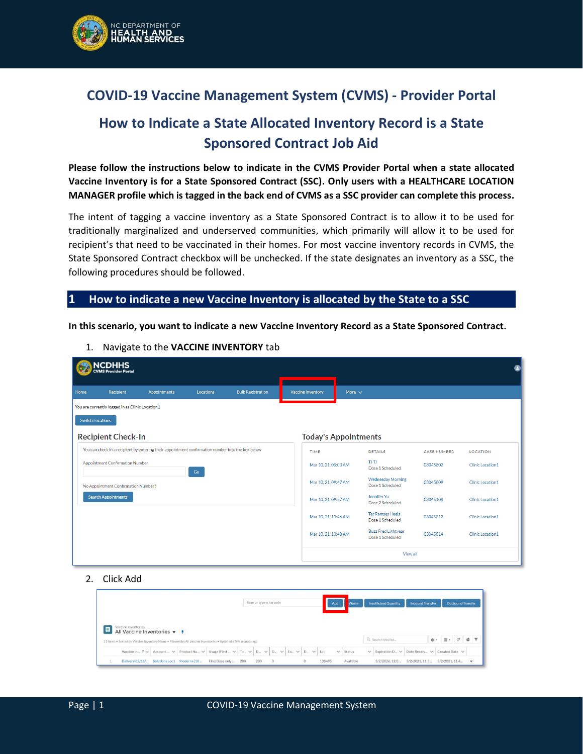# COVID-19 Vaccine Management System (CVMS) - Provider Portal

## How to Indicate a State Allocated Inventory Record is a State Sponsored Contract Job Aid

**Please follow the instructions below to indicate in the CVMS Provider Portal when a state allocated Vaccine Inventory is for a State Sponsored Contract (SSC). Only users with a HEALTHCARE LOCATION MANAGER profile which is tagged in the back end of CVMS as a SSC provider can complete this process.**

The intent of tagging a vaccine inventory as a State Sponsored Contract is to allow it to be used for traditionally marginalized and underserved communities, which primarily will allow it to be used for recipient's that need to be vaccinated in their homes. For most vaccine inventory records in CVMS, the State Sponsored Contract checkbox will be unchecked. If the state designates an inventory as a SSC, the following procedures should be followed.

## 1 How to indicate a new Vaccine Inventory is allocated by the State to a SSC

**In this scenario, you want to indicate a new Vaccine Inventory Record as a State Sponsored Contract.**

1. Navigate to the **VACCINE INVENTORY** tab

2. Click Add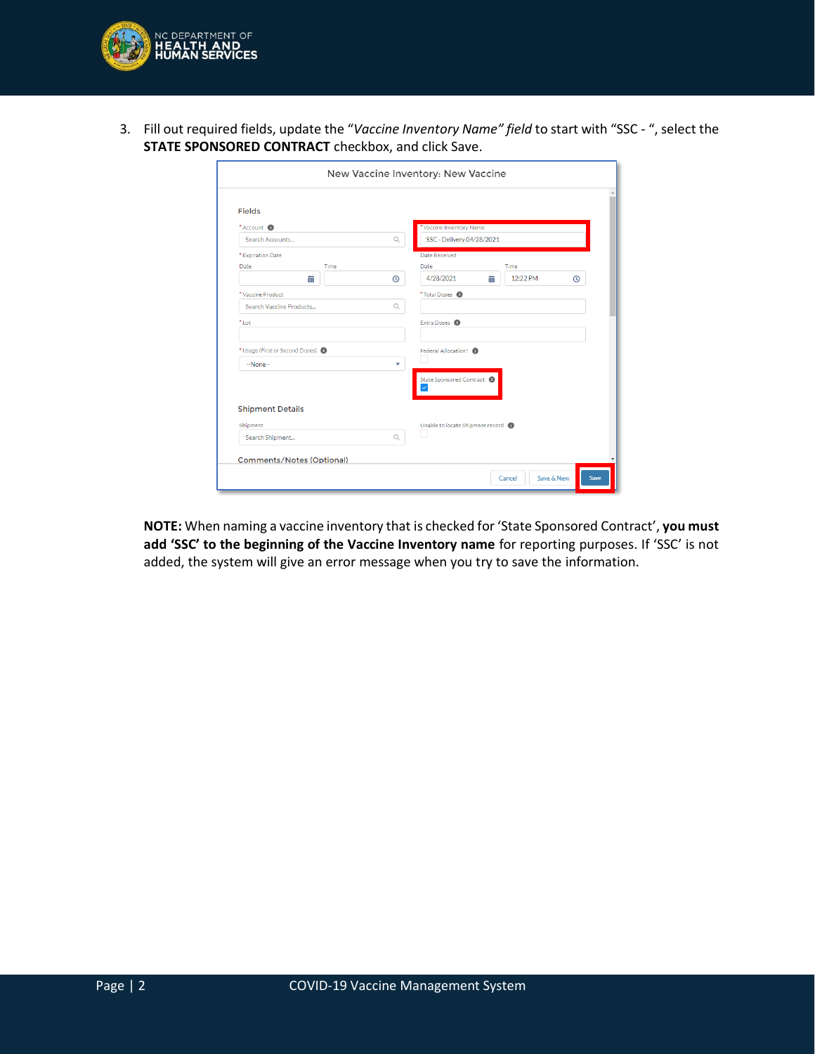3. Fill out required fields, update the "*Vaccine Inventory Name" field* to start with "SSC - ", select the **STATE SPONSORED CONTRACT** checkbox, and click Save.

**NOTE:** When naming a vaccine inventory that is checked for 'State Sponsored Contract', **you must add 'SSC' to the beginning of the Vaccine Inventory name** for reporting purposes. If 'SSC' is not added, the system will give an error message when you try to save the information.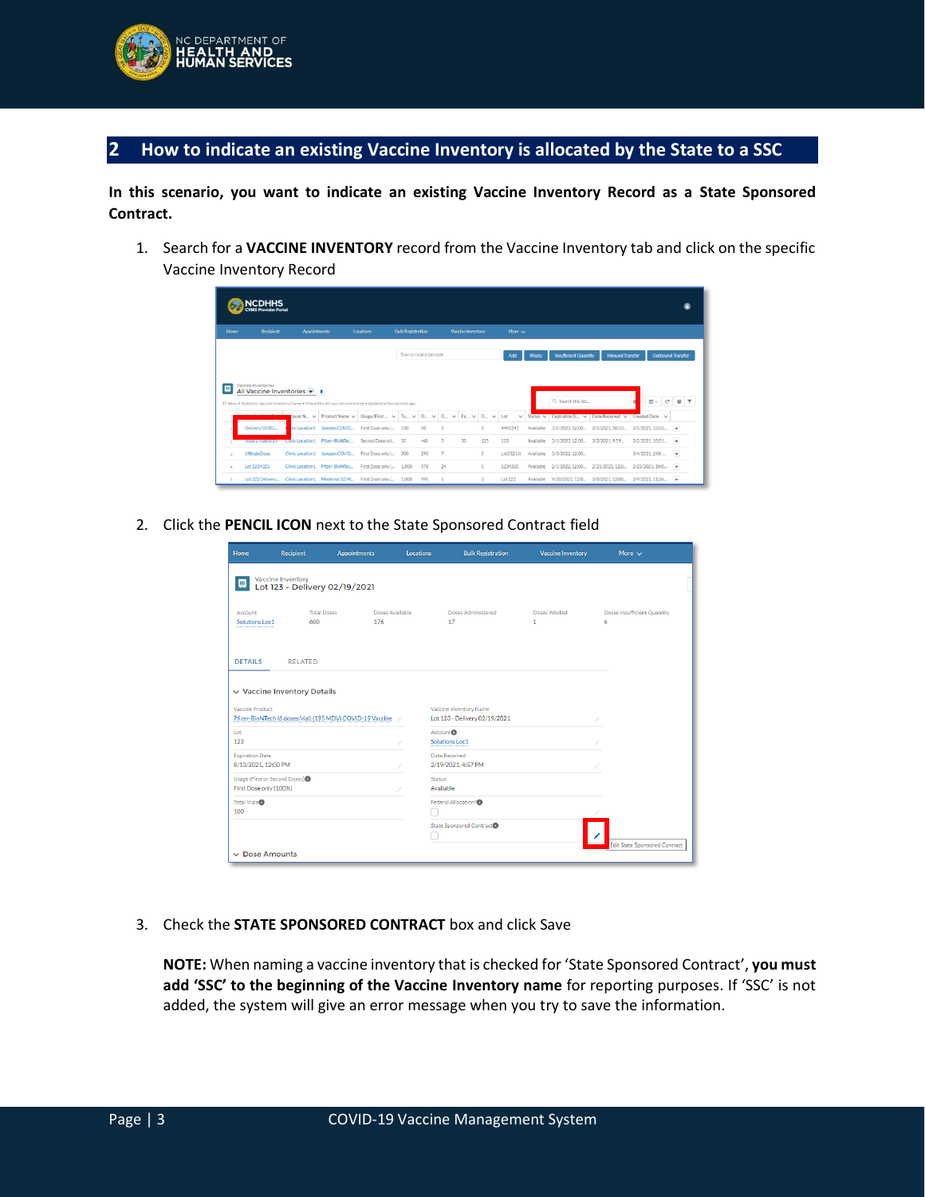## 2 How to indicate an existing Vaccine Inventory is allocated by the State to a SSC

**In this scenario, you want to indicate an existing Vaccine Inventory Record as a State Sponsored Contract.**

1. Search for a **VACCINE INVENTORY** record from the Vaccine Inventory tab and click on the specific Vaccine Inventory Record

2. Click the **PENCIL ICON** next to the State Sponsored Contract field

3. Check the **STATE SPONSORED CONTRACT** box and click Save

   **NOTE:** When naming a vaccine inventory that is checked for 'State Sponsored Contract', **you must add 'SSC' to the beginning of the Vaccine Inventory name** for reporting purposes. If 'SSC' is not added, the system will give an error message when you try to save the information.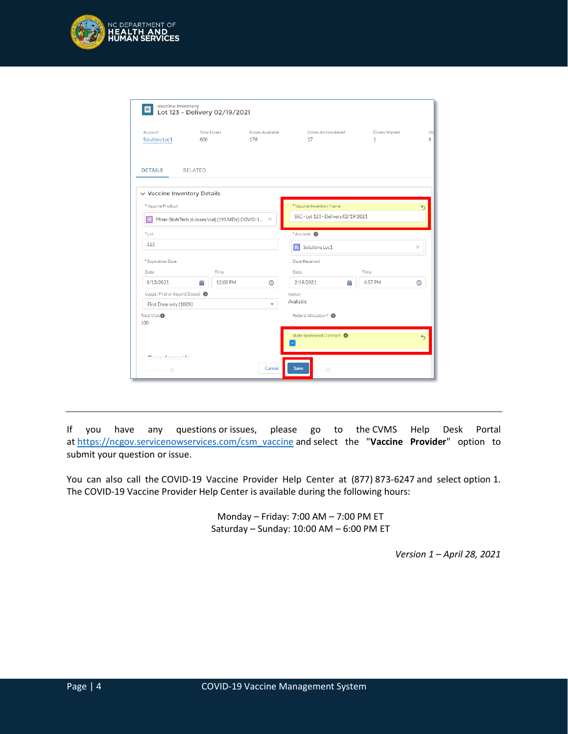If you have any questions or issues, please go to the CVMS Help Desk Portal at https://ncgov.servicenowservices.com/csm_vaccine and select the "**Vaccine Provider**" option to submit your question or issue.

You can also call the COVID-19 Vaccine Provider Help Center at (877) 873-6247 and select option 1. The COVID-19 Vaccine Provider Help Center is available during the following hours:

Monday – Friday: 7:00 AM – 7:00 PM ET
Saturday – Sunday: 10:00 AM – 6:00 PM ET

*Version 1 – April 28, 2021*